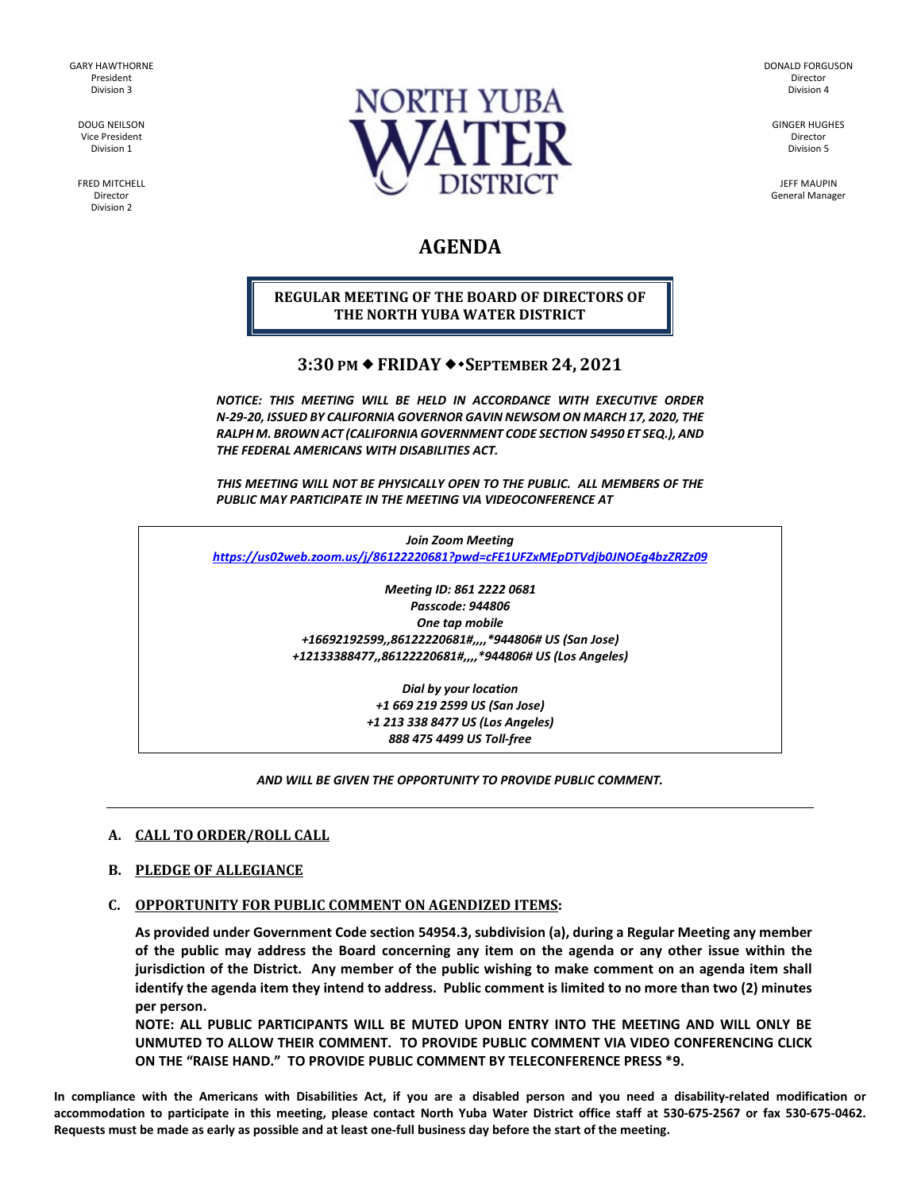GARY HAWTHORNE
President
Division 3

DOUG NEILSON
Vice President
Division 1

FRED MITCHELL
Director
Division 2

NORTH YUBA WATER DISTRICT

DONALD FORGUSON
Director
Division 4

GINGER HUGHES
Director
Division 5

JEFF MAUPIN
General Manager

# AGENDA

## REGULAR MEETING OF THE BOARD OF DIRECTORS OF THE NORTH YUBA WATER DISTRICT

### 3:30 PM ◆ FRIDAY ◆ SEPTEMBER 24, 2021

***NOTICE: THIS MEETING WILL BE HELD IN ACCORDANCE WITH EXECUTIVE ORDER N-29-20, ISSUED BY CALIFORNIA GOVERNOR GAVIN NEWSOM ON MARCH 17, 2020, THE RALPH M. BROWN ACT (CALIFORNIA GOVERNMENT CODE SECTION 54950 ET SEQ.), AND THE FEDERAL AMERICANS WITH DISABILITIES ACT.***

***THIS MEETING WILL NOT BE PHYSICALLY OPEN TO THE PUBLIC. ALL MEMBERS OF THE PUBLIC MAY PARTICIPATE IN THE MEETING VIA VIDEOCONFERENCE AT***

***Join Zoom Meeting***
***https://us02web.zoom.us/j/86122220681?pwd=cFE1UFZxMEpDTVdjb0JNOEg4bzZRZz09***

***Meeting ID: 861 2222 0681***
***Passcode: 944806***
***One tap mobile***
***+16692192599,,86122220681#,,,,*944806# US (San Jose)***
***+12133388477,,86122220681#,,,,*944806# US (Los Angeles)***

***Dial by your location***
***+1 669 219 2599 US (San Jose)***
***+1 213 338 8477 US (Los Angeles)***
***888 475 4499 US Toll-free***

***AND WILL BE GIVEN THE OPPORTUNITY TO PROVIDE PUBLIC COMMENT.***

---

**A. CALL TO ORDER/ROLL CALL**

**B. PLEDGE OF ALLEGIANCE**

**C. OPPORTUNITY FOR PUBLIC COMMENT ON AGENDIZED ITEMS:**

**As provided under Government Code section 54954.3, subdivision (a), during a Regular Meeting any member of the public may address the Board concerning any item on the agenda or any other issue within the jurisdiction of the District. Any member of the public wishing to make comment on an agenda item shall identify the agenda item they intend to address. Public comment is limited to no more than two (2) minutes per person.**

**NOTE: ALL PUBLIC PARTICIPANTS WILL BE MUTED UPON ENTRY INTO THE MEETING AND WILL ONLY BE UNMUTED TO ALLOW THEIR COMMENT. TO PROVIDE PUBLIC COMMENT VIA VIDEO CONFERENCING CLICK ON THE "RAISE HAND." TO PROVIDE PUBLIC COMMENT BY TELECONFERENCE PRESS *9.**

**In compliance with the Americans with Disabilities Act, if you are a disabled person and you need a disability-related modification or accommodation to participate in this meeting, please contact North Yuba Water District office staff at 530-675-2567 or fax 530-675-0462. Requests must be made as early as possible and at least one-full business day before the start of the meeting.**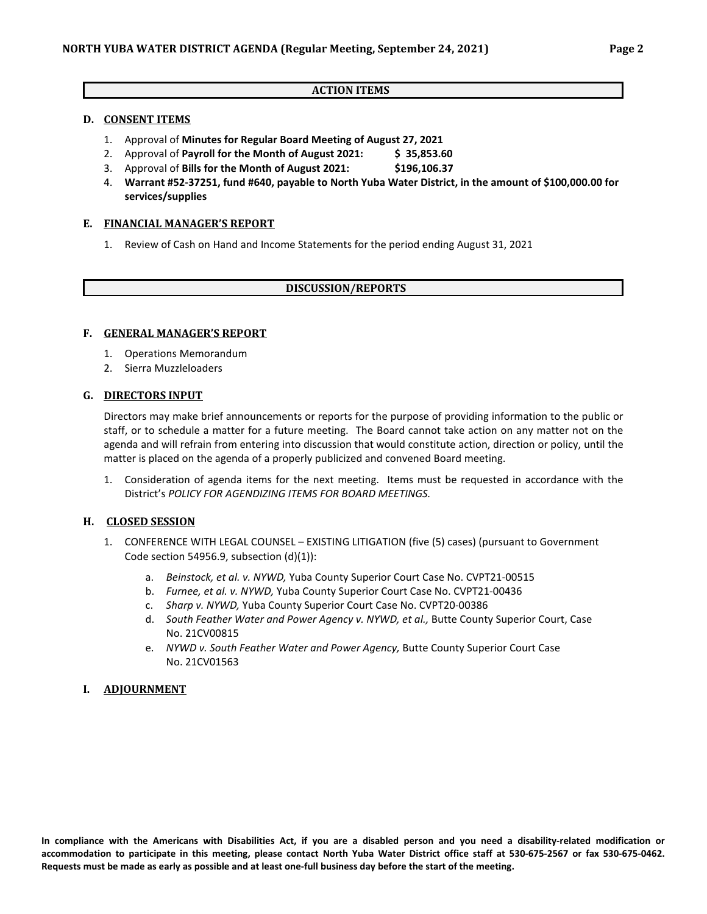## ACTION ITEMS

### D. CONSENT ITEMS

1. Approval of **Minutes for Regular Board Meeting of August 27, 2021**
2. Approval of **Payroll for the Month of August 2021: $ 35,853.60**
3. Approval of **Bills for the Month of August 2021: $196,106.37**
4. **Warrant #52-37251, fund #640, payable to North Yuba Water District, in the amount of $100,000.00 for services/supplies**

### E. FINANCIAL MANAGER'S REPORT

1. Review of Cash on Hand and Income Statements for the period ending August 31, 2021

## DISCUSSION/REPORTS

### F. GENERAL MANAGER'S REPORT

1. Operations Memorandum
2. Sierra Muzzleloaders

### G. DIRECTORS INPUT

Directors may make brief announcements or reports for the purpose of providing information to the public or staff, or to schedule a matter for a future meeting. The Board cannot take action on any matter not on the agenda and will refrain from entering into discussion that would constitute action, direction or policy, until the matter is placed on the agenda of a properly publicized and convened Board meeting.

1. Consideration of agenda items for the next meeting. Items must be requested in accordance with the District's *POLICY FOR AGENDIZING ITEMS FOR BOARD MEETINGS.*

### H. CLOSED SESSION

1. CONFERENCE WITH LEGAL COUNSEL – EXISTING LITIGATION (five (5) cases) (pursuant to Government Code section 54956.9, subsection (d)(1)):
   a. *Beinstock, et al. v. NYWD,* Yuba County Superior Court Case No. CVPT21-00515
   b. *Furnee, et al. v. NYWD,* Yuba County Superior Court Case No. CVPT21-00436
   c. *Sharp v. NYWD,* Yuba County Superior Court Case No. CVPT20-00386
   d. *South Feather Water and Power Agency v. NYWD, et al.,* Butte County Superior Court, Case No. 21CV00815
   e. *NYWD v. South Feather Water and Power Agency,* Butte County Superior Court Case No. 21CV01563

### I. ADJOURNMENT

**In compliance with the Americans with Disabilities Act, if you are a disabled person and you need a disability-related modification or accommodation to participate in this meeting, please contact North Yuba Water District office staff at 530-675-2567 or fax 530-675-0462. Requests must be made as early as possible and at least one-full business day before the start of the meeting.**